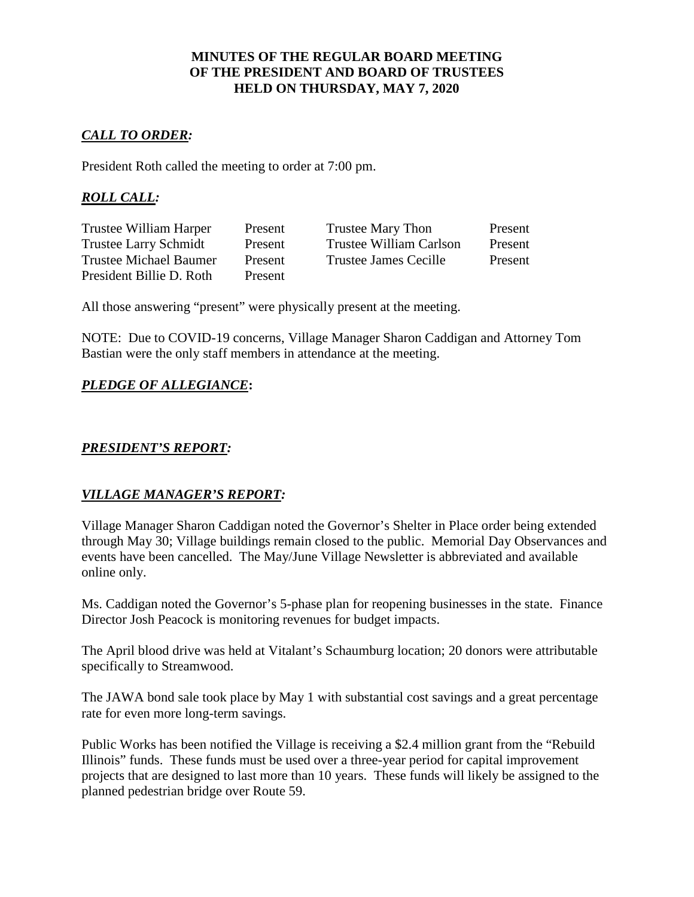**MINUTES OF THE REGULAR BOARD MEETING**
**OF THE PRESIDENT AND BOARD OF TRUSTEES**
**HELD ON THURSDAY, MAY 7, 2020**

***CALL TO ORDER:***

President Roth called the meeting to order at 7:00 pm.

***ROLL CALL:***

| | | | |
|---|---|---|---|
| Trustee William Harper | Present | Trustee Mary Thon | Present |
| Trustee Larry Schmidt | Present | Trustee William Carlson | Present |
| Trustee Michael Baumer | Present | Trustee James Cecille | Present |
| President Billie D. Roth | Present | | |

All those answering "present" were physically present at the meeting.

NOTE: Due to COVID-19 concerns, Village Manager Sharon Caddigan and Attorney Tom Bastian were the only staff members in attendance at the meeting.

***PLEDGE OF ALLEGIANCE*:**

***PRESIDENT'S REPORT:***

***VILLAGE MANAGER'S REPORT:***

Village Manager Sharon Caddigan noted the Governor's Shelter in Place order being extended through May 30; Village buildings remain closed to the public. Memorial Day Observances and events have been cancelled. The May/June Village Newsletter is abbreviated and available online only.

Ms. Caddigan noted the Governor's 5-phase plan for reopening businesses in the state. Finance Director Josh Peacock is monitoring revenues for budget impacts.

The April blood drive was held at Vitalant's Schaumburg location; 20 donors were attributable specifically to Streamwood.

The JAWA bond sale took place by May 1 with substantial cost savings and a great percentage rate for even more long-term savings.

Public Works has been notified the Village is receiving a $2.4 million grant from the "Rebuild Illinois" funds. These funds must be used over a three-year period for capital improvement projects that are designed to last more than 10 years. These funds will likely be assigned to the planned pedestrian bridge over Route 59.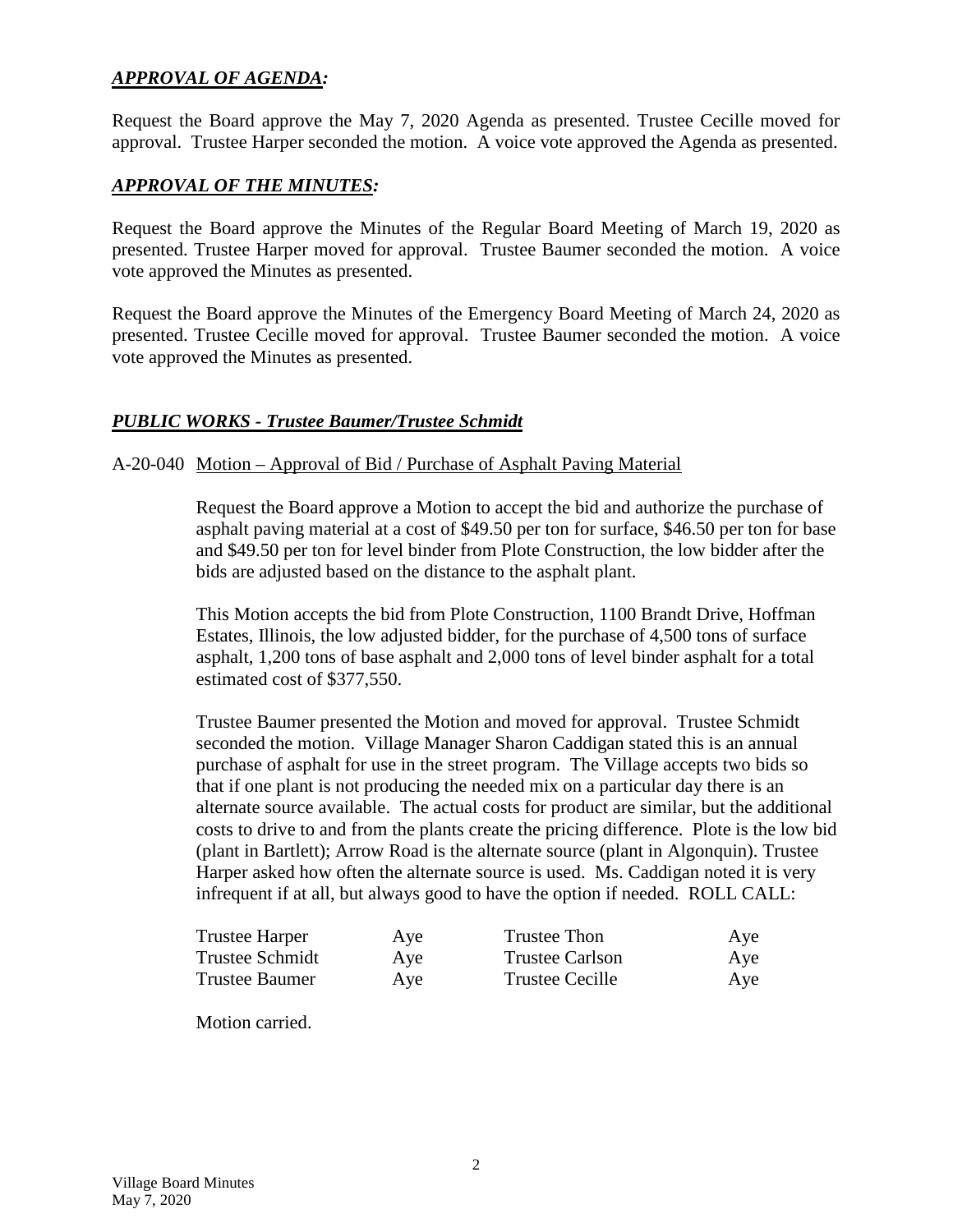## ***APPROVAL OF AGENDA:***

Request the Board approve the May 7, 2020 Agenda as presented. Trustee Cecille moved for approval. Trustee Harper seconded the motion. A voice vote approved the Agenda as presented.

## ***APPROVAL OF THE MINUTES:***

Request the Board approve the Minutes of the Regular Board Meeting of March 19, 2020 as presented. Trustee Harper moved for approval. Trustee Baumer seconded the motion. A voice vote approved the Minutes as presented.

Request the Board approve the Minutes of the Emergency Board Meeting of March 24, 2020 as presented. Trustee Cecille moved for approval. Trustee Baumer seconded the motion. A voice vote approved the Minutes as presented.

## ***PUBLIC WORKS - Trustee Baumer/Trustee Schmidt***

A-20-040 Motion – Approval of Bid / Purchase of Asphalt Paving Material

Request the Board approve a Motion to accept the bid and authorize the purchase of asphalt paving material at a cost of \$49.50 per ton for surface, \$46.50 per ton for base and \$49.50 per ton for level binder from Plote Construction, the low bidder after the bids are adjusted based on the distance to the asphalt plant.

This Motion accepts the bid from Plote Construction, 1100 Brandt Drive, Hoffman Estates, Illinois, the low adjusted bidder, for the purchase of 4,500 tons of surface asphalt, 1,200 tons of base asphalt and 2,000 tons of level binder asphalt for a total estimated cost of \$377,550.

Trustee Baumer presented the Motion and moved for approval. Trustee Schmidt seconded the motion. Village Manager Sharon Caddigan stated this is an annual purchase of asphalt for use in the street program. The Village accepts two bids so that if one plant is not producing the needed mix on a particular day there is an alternate source available. The actual costs for product are similar, but the additional costs to drive to and from the plants create the pricing difference. Plote is the low bid (plant in Bartlett); Arrow Road is the alternate source (plant in Algonquin). Trustee Harper asked how often the alternate source is used. Ms. Caddigan noted it is very infrequent if at all, but always good to have the option if needed. ROLL CALL:

| | | | |
|---|---|---|---|
| Trustee Harper | Aye | Trustee Thon | Aye |
| Trustee Schmidt | Aye | Trustee Carlson | Aye |
| Trustee Baumer | Aye | Trustee Cecille | Aye |

Motion carried.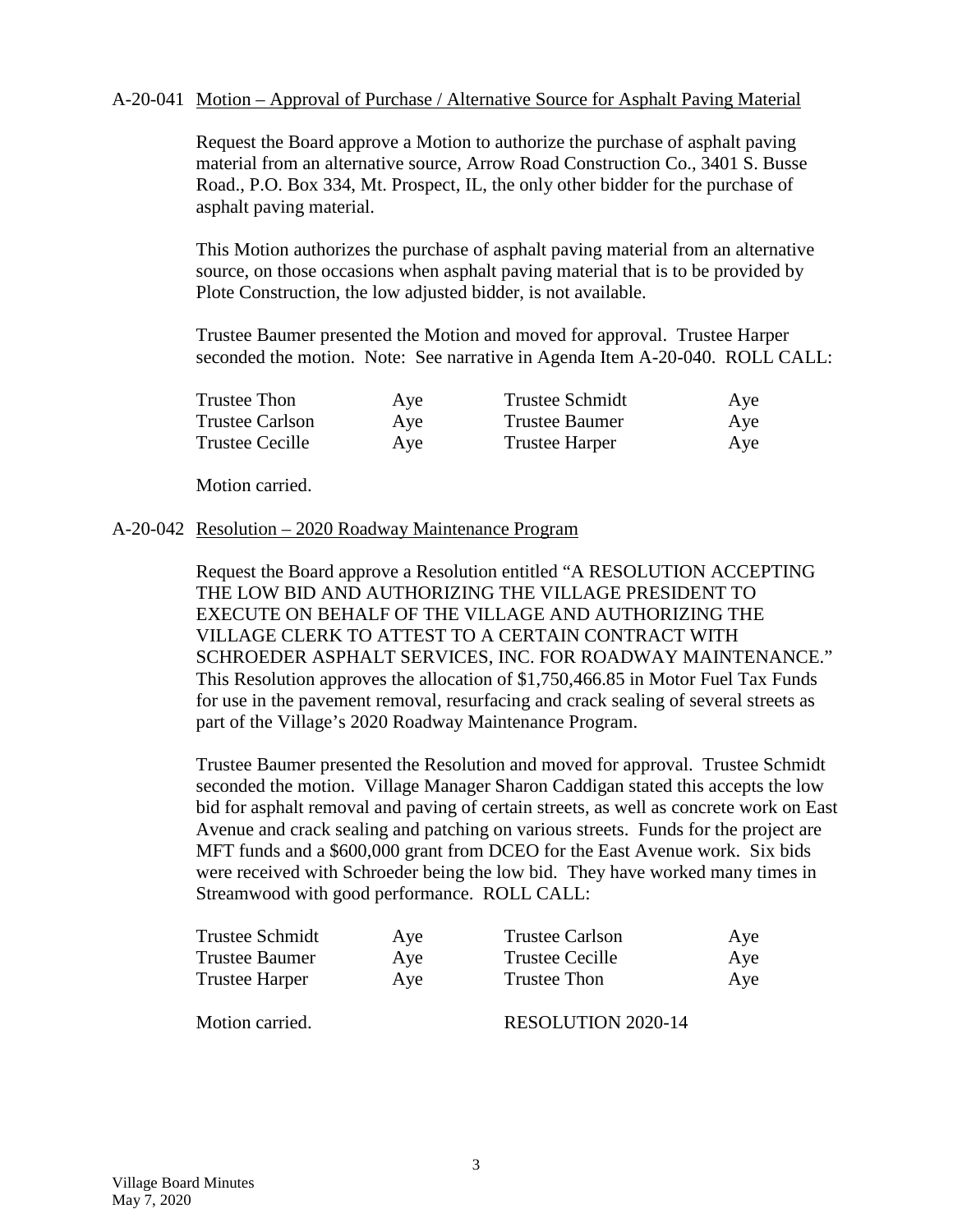A-20-041 Motion – Approval of Purchase / Alternative Source for Asphalt Paving Material

Request the Board approve a Motion to authorize the purchase of asphalt paving material from an alternative source, Arrow Road Construction Co., 3401 S. Busse Road., P.O. Box 334, Mt. Prospect, IL, the only other bidder for the purchase of asphalt paving material.

This Motion authorizes the purchase of asphalt paving material from an alternative source, on those occasions when asphalt paving material that is to be provided by Plote Construction, the low adjusted bidder, is not available.

Trustee Baumer presented the Motion and moved for approval. Trustee Harper seconded the motion. Note: See narrative in Agenda Item A-20-040. ROLL CALL:

| | | | |
|---|---|---|---|
| Trustee Thon | Aye | Trustee Schmidt | Aye |
| Trustee Carlson | Aye | Trustee Baumer | Aye |
| Trustee Cecille | Aye | Trustee Harper | Aye |

Motion carried.

A-20-042 Resolution – 2020 Roadway Maintenance Program

Request the Board approve a Resolution entitled "A RESOLUTION ACCEPTING THE LOW BID AND AUTHORIZING THE VILLAGE PRESIDENT TO EXECUTE ON BEHALF OF THE VILLAGE AND AUTHORIZING THE VILLAGE CLERK TO ATTEST TO A CERTAIN CONTRACT WITH SCHROEDER ASPHALT SERVICES, INC. FOR ROADWAY MAINTENANCE." This Resolution approves the allocation of $1,750,466.85 in Motor Fuel Tax Funds for use in the pavement removal, resurfacing and crack sealing of several streets as part of the Village's 2020 Roadway Maintenance Program.

Trustee Baumer presented the Resolution and moved for approval. Trustee Schmidt seconded the motion. Village Manager Sharon Caddigan stated this accepts the low bid for asphalt removal and paving of certain streets, as well as concrete work on East Avenue and crack sealing and patching on various streets. Funds for the project are MFT funds and a $600,000 grant from DCEO for the East Avenue work. Six bids were received with Schroeder being the low bid. They have worked many times in Streamwood with good performance. ROLL CALL:

| | | | |
|---|---|---|---|
| Trustee Schmidt | Aye | Trustee Carlson | Aye |
| Trustee Baumer | Aye | Trustee Cecille | Aye |
| Trustee Harper | Aye | Trustee Thon | Aye |

Motion carried. RESOLUTION 2020-14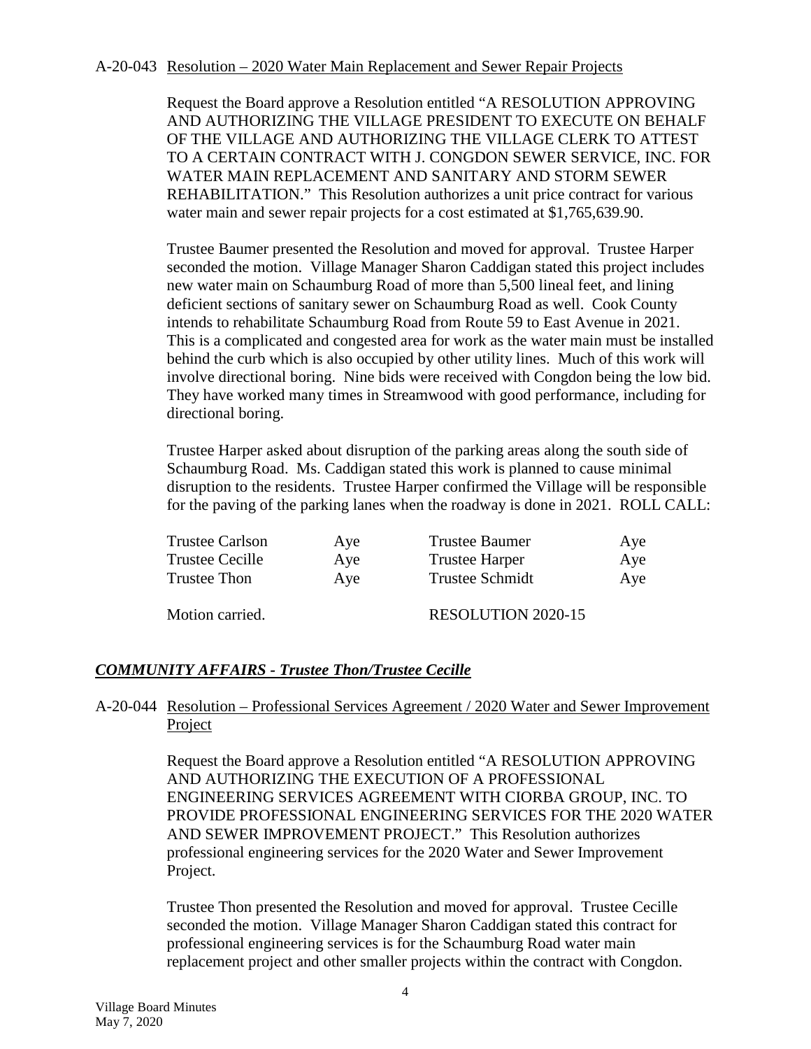A-20-043 Resolution – 2020 Water Main Replacement and Sewer Repair Projects

Request the Board approve a Resolution entitled "A RESOLUTION APPROVING AND AUTHORIZING THE VILLAGE PRESIDENT TO EXECUTE ON BEHALF OF THE VILLAGE AND AUTHORIZING THE VILLAGE CLERK TO ATTEST TO A CERTAIN CONTRACT WITH J. CONGDON SEWER SERVICE, INC. FOR WATER MAIN REPLACEMENT AND SANITARY AND STORM SEWER REHABILITATION." This Resolution authorizes a unit price contract for various water main and sewer repair projects for a cost estimated at $1,765,639.90.

Trustee Baumer presented the Resolution and moved for approval. Trustee Harper seconded the motion. Village Manager Sharon Caddigan stated this project includes new water main on Schaumburg Road of more than 5,500 lineal feet, and lining deficient sections of sanitary sewer on Schaumburg Road as well. Cook County intends to rehabilitate Schaumburg Road from Route 59 to East Avenue in 2021. This is a complicated and congested area for work as the water main must be installed behind the curb which is also occupied by other utility lines. Much of this work will involve directional boring. Nine bids were received with Congdon being the low bid. They have worked many times in Streamwood with good performance, including for directional boring.

Trustee Harper asked about disruption of the parking areas along the south side of Schaumburg Road. Ms. Caddigan stated this work is planned to cause minimal disruption to the residents. Trustee Harper confirmed the Village will be responsible for the paving of the parking lanes when the roadway is done in 2021. ROLL CALL:

| | | | |
|---|---|---|---|
| Trustee Carlson | Aye | Trustee Baumer | Aye |
| Trustee Cecille | Aye | Trustee Harper | Aye |
| Trustee Thon | Aye | Trustee Schmidt | Aye |

Motion carried. RESOLUTION 2020-15

## ***COMMUNITY AFFAIRS - Trustee Thon/Trustee Cecille***

A-20-044 Resolution – Professional Services Agreement / 2020 Water and Sewer Improvement Project

Request the Board approve a Resolution entitled "A RESOLUTION APPROVING AND AUTHORIZING THE EXECUTION OF A PROFESSIONAL ENGINEERING SERVICES AGREEMENT WITH CIORBA GROUP, INC. TO PROVIDE PROFESSIONAL ENGINEERING SERVICES FOR THE 2020 WATER AND SEWER IMPROVEMENT PROJECT." This Resolution authorizes professional engineering services for the 2020 Water and Sewer Improvement Project.

Trustee Thon presented the Resolution and moved for approval. Trustee Cecille seconded the motion. Village Manager Sharon Caddigan stated this contract for professional engineering services is for the Schaumburg Road water main replacement project and other smaller projects within the contract with Congdon.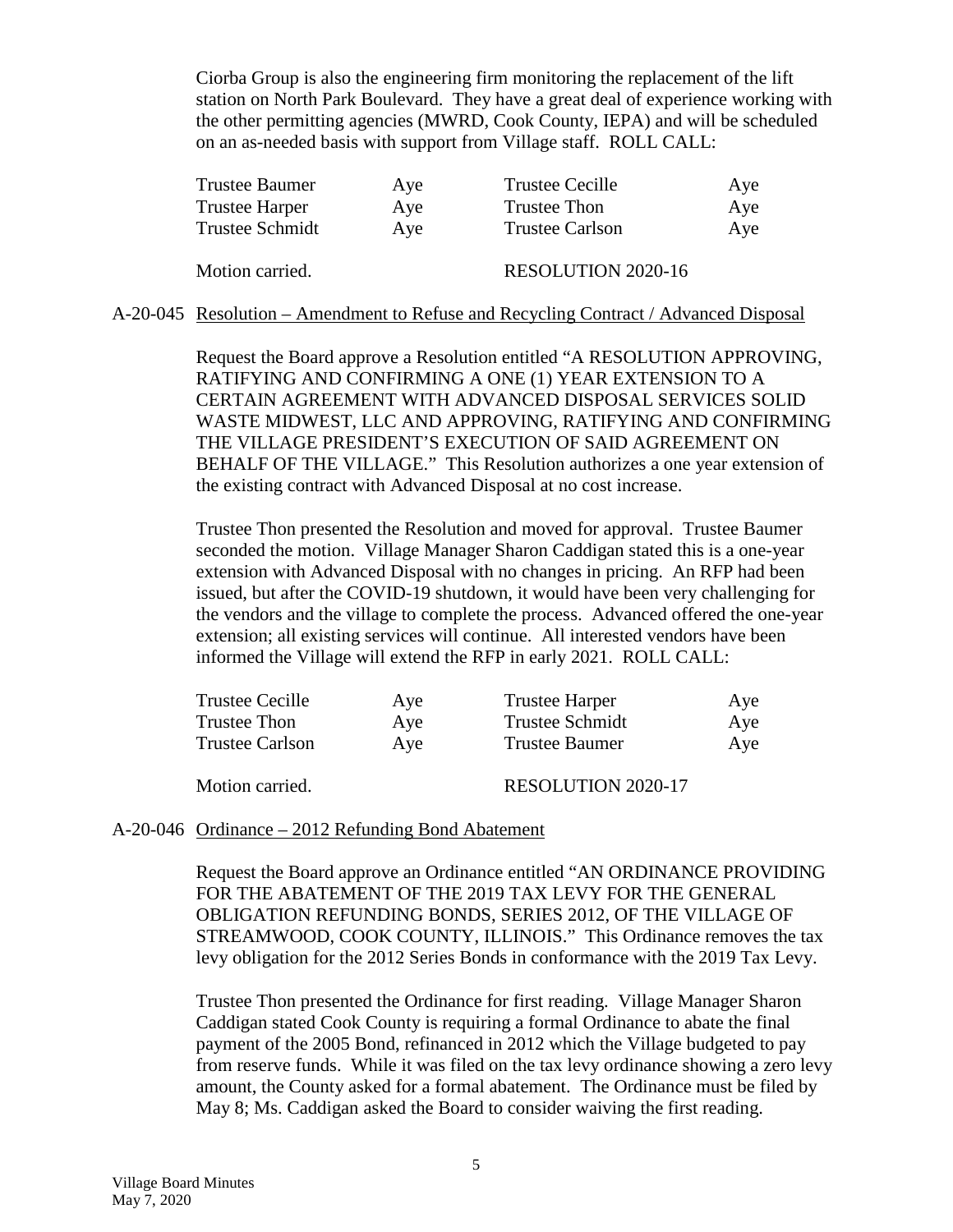Ciorba Group is also the engineering firm monitoring the replacement of the lift station on North Park Boulevard. They have a great deal of experience working with the other permitting agencies (MWRD, Cook County, IEPA) and will be scheduled on an as-needed basis with support from Village staff. ROLL CALL:

| | | | |
|---|---|---|---|
| Trustee Baumer | Aye | Trustee Cecille | Aye |
| Trustee Harper | Aye | Trustee Thon | Aye |
| Trustee Schmidt | Aye | Trustee Carlson | Aye |

Motion carried. RESOLUTION 2020-16

A-20-045 Resolution – Amendment to Refuse and Recycling Contract / Advanced Disposal

Request the Board approve a Resolution entitled "A RESOLUTION APPROVING, RATIFYING AND CONFIRMING A ONE (1) YEAR EXTENSION TO A CERTAIN AGREEMENT WITH ADVANCED DISPOSAL SERVICES SOLID WASTE MIDWEST, LLC AND APPROVING, RATIFYING AND CONFIRMING THE VILLAGE PRESIDENT'S EXECUTION OF SAID AGREEMENT ON BEHALF OF THE VILLAGE." This Resolution authorizes a one year extension of the existing contract with Advanced Disposal at no cost increase.

Trustee Thon presented the Resolution and moved for approval. Trustee Baumer seconded the motion. Village Manager Sharon Caddigan stated this is a one-year extension with Advanced Disposal with no changes in pricing. An RFP had been issued, but after the COVID-19 shutdown, it would have been very challenging for the vendors and the village to complete the process. Advanced offered the one-year extension; all existing services will continue. All interested vendors have been informed the Village will extend the RFP in early 2021. ROLL CALL:

| | | | |
|---|---|---|---|
| Trustee Cecille | Aye | Trustee Harper | Aye |
| Trustee Thon | Aye | Trustee Schmidt | Aye |
| Trustee Carlson | Aye | Trustee Baumer | Aye |

Motion carried. RESOLUTION 2020-17

A-20-046 Ordinance – 2012 Refunding Bond Abatement

Request the Board approve an Ordinance entitled "AN ORDINANCE PROVIDING FOR THE ABATEMENT OF THE 2019 TAX LEVY FOR THE GENERAL OBLIGATION REFUNDING BONDS, SERIES 2012, OF THE VILLAGE OF STREAMWOOD, COOK COUNTY, ILLINOIS." This Ordinance removes the tax levy obligation for the 2012 Series Bonds in conformance with the 2019 Tax Levy.

Trustee Thon presented the Ordinance for first reading. Village Manager Sharon Caddigan stated Cook County is requiring a formal Ordinance to abate the final payment of the 2005 Bond, refinanced in 2012 which the Village budgeted to pay from reserve funds. While it was filed on the tax levy ordinance showing a zero levy amount, the County asked for a formal abatement. The Ordinance must be filed by May 8; Ms. Caddigan asked the Board to consider waiving the first reading.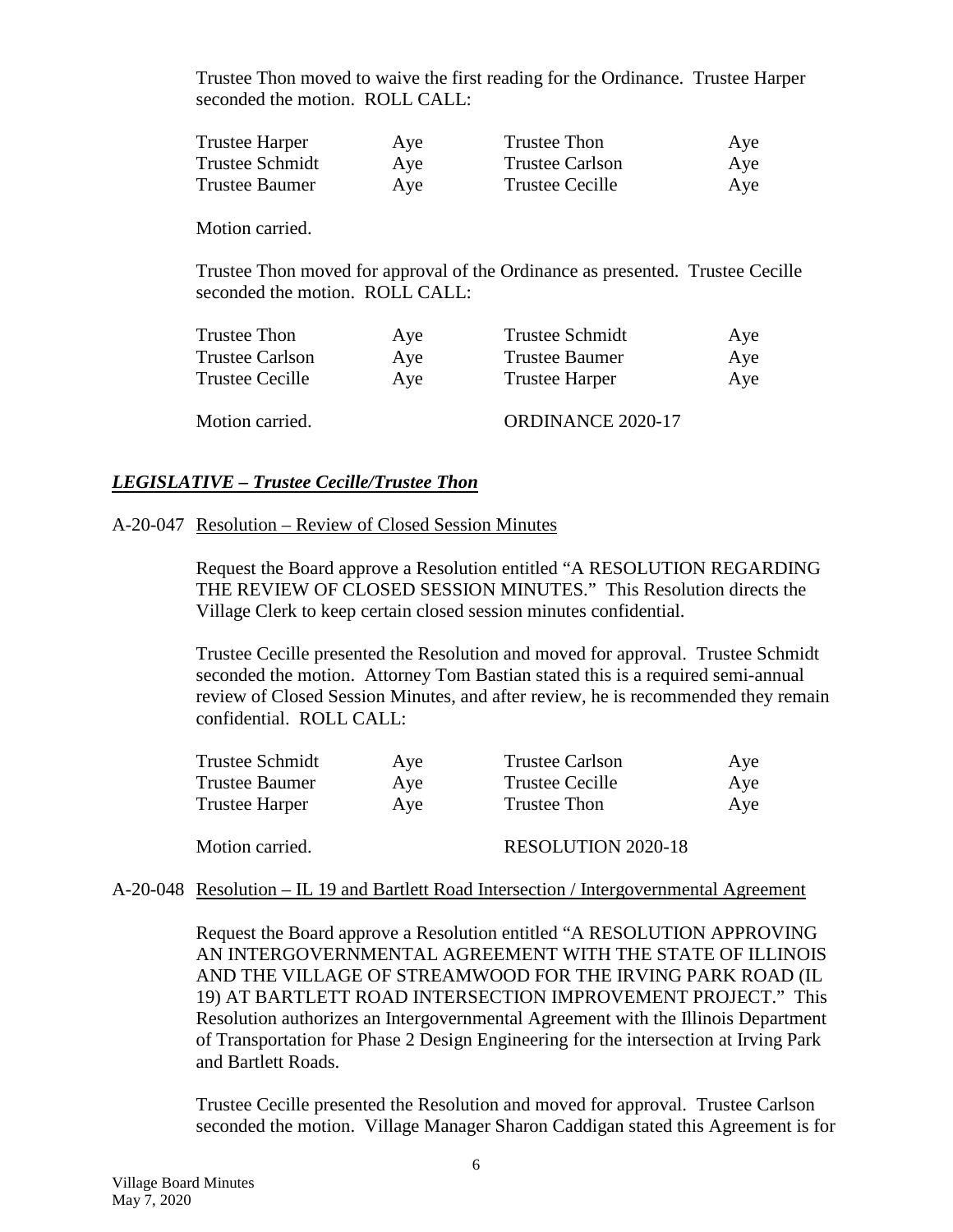Trustee Thon moved to waive the first reading for the Ordinance. Trustee Harper seconded the motion. ROLL CALL:

| | | | |
|---|---|---|---|
| Trustee Harper | Aye | Trustee Thon | Aye |
| Trustee Schmidt | Aye | Trustee Carlson | Aye |
| Trustee Baumer | Aye | Trustee Cecille | Aye |

Motion carried.

Trustee Thon moved for approval of the Ordinance as presented. Trustee Cecille seconded the motion. ROLL CALL:

| | | | |
|---|---|---|---|
| Trustee Thon | Aye | Trustee Schmidt | Aye |
| Trustee Carlson | Aye | Trustee Baumer | Aye |
| Trustee Cecille | Aye | Trustee Harper | Aye |

Motion carried. ORDINANCE 2020-17

## ***LEGISLATIVE – Trustee Cecille/Trustee Thon***

A-20-047 Resolution – Review of Closed Session Minutes

Request the Board approve a Resolution entitled "A RESOLUTION REGARDING THE REVIEW OF CLOSED SESSION MINUTES." This Resolution directs the Village Clerk to keep certain closed session minutes confidential.

Trustee Cecille presented the Resolution and moved for approval. Trustee Schmidt seconded the motion. Attorney Tom Bastian stated this is a required semi-annual review of Closed Session Minutes, and after review, he is recommended they remain confidential. ROLL CALL:

| | | | |
|---|---|---|---|
| Trustee Schmidt | Aye | Trustee Carlson | Aye |
| Trustee Baumer | Aye | Trustee Cecille | Aye |
| Trustee Harper | Aye | Trustee Thon | Aye |

Motion carried. RESOLUTION 2020-18

A-20-048 Resolution – IL 19 and Bartlett Road Intersection / Intergovernmental Agreement

Request the Board approve a Resolution entitled "A RESOLUTION APPROVING AN INTERGOVERNMENTAL AGREEMENT WITH THE STATE OF ILLINOIS AND THE VILLAGE OF STREAMWOOD FOR THE IRVING PARK ROAD (IL 19) AT BARTLETT ROAD INTERSECTION IMPROVEMENT PROJECT." This Resolution authorizes an Intergovernmental Agreement with the Illinois Department of Transportation for Phase 2 Design Engineering for the intersection at Irving Park and Bartlett Roads.

Trustee Cecille presented the Resolution and moved for approval. Trustee Carlson seconded the motion. Village Manager Sharon Caddigan stated this Agreement is for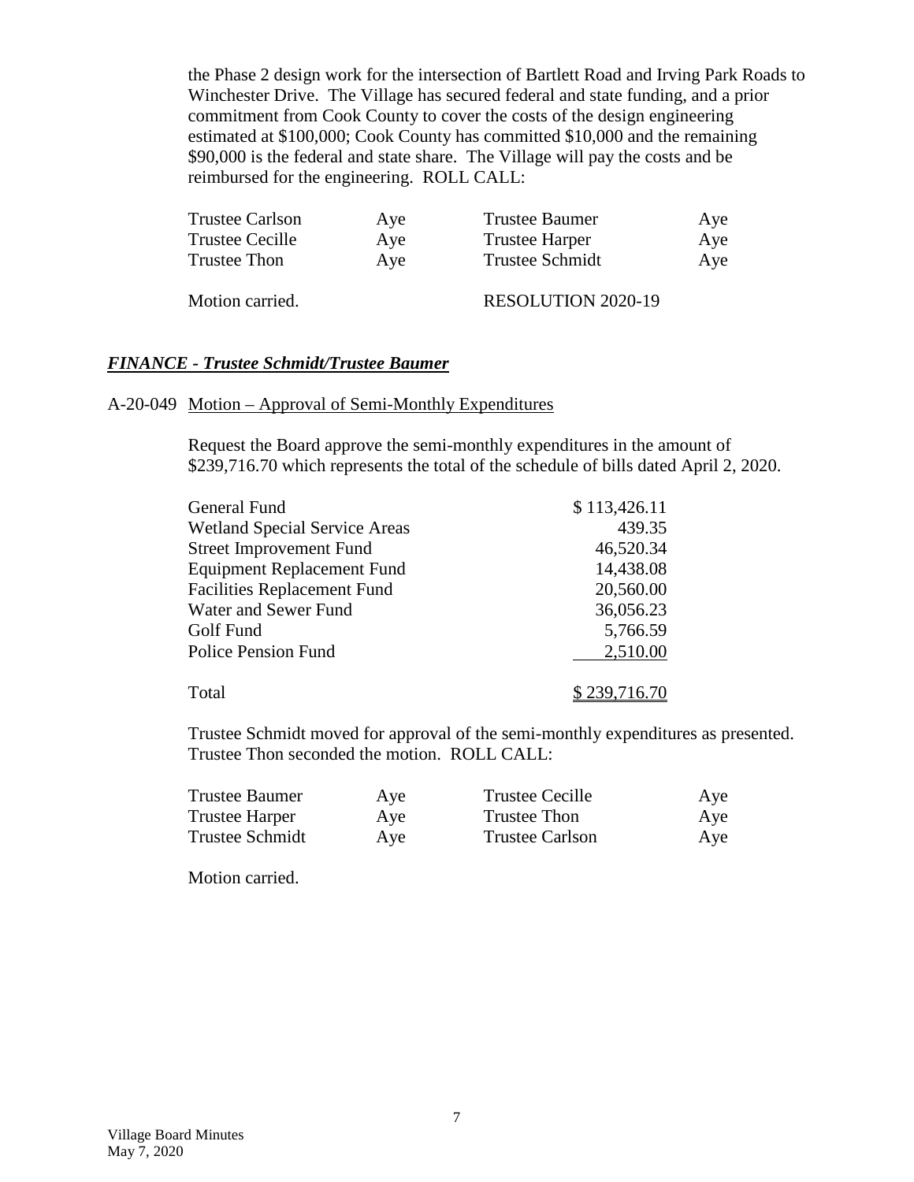the Phase 2 design work for the intersection of Bartlett Road and Irving Park Roads to Winchester Drive. The Village has secured federal and state funding, and a prior commitment from Cook County to cover the costs of the design engineering estimated at $100,000; Cook County has committed $10,000 and the remaining $90,000 is the federal and state share. The Village will pay the costs and be reimbursed for the engineering. ROLL CALL:

| | | | |
|---|---|---|---|
| Trustee Carlson | Aye | Trustee Baumer | Aye |
| Trustee Cecille | Aye | Trustee Harper | Aye |
| Trustee Thon | Aye | Trustee Schmidt | Aye |

Motion carried. RESOLUTION 2020-19

## ***FINANCE - Trustee Schmidt/Trustee Baumer***

A-20-049 Motion – Approval of Semi-Monthly Expenditures

Request the Board approve the semi-monthly expenditures in the amount of $239,716.70 which represents the total of the schedule of bills dated April 2, 2020.

| | |
|---|---|
| General Fund | $ 113,426.11 |
| Wetland Special Service Areas | 439.35 |
| Street Improvement Fund | 46,520.34 |
| Equipment Replacement Fund | 14,438.08 |
| Facilities Replacement Fund | 20,560.00 |
| Water and Sewer Fund | 36,056.23 |
| Golf Fund | 5,766.59 |
| Police Pension Fund | 2,510.00 |
| Total | $ 239,716.70 |

Trustee Schmidt moved for approval of the semi-monthly expenditures as presented. Trustee Thon seconded the motion. ROLL CALL:

| | | | |
|---|---|---|---|
| Trustee Baumer | Aye | Trustee Cecille | Aye |
| Trustee Harper | Aye | Trustee Thon | Aye |
| Trustee Schmidt | Aye | Trustee Carlson | Aye |

Motion carried.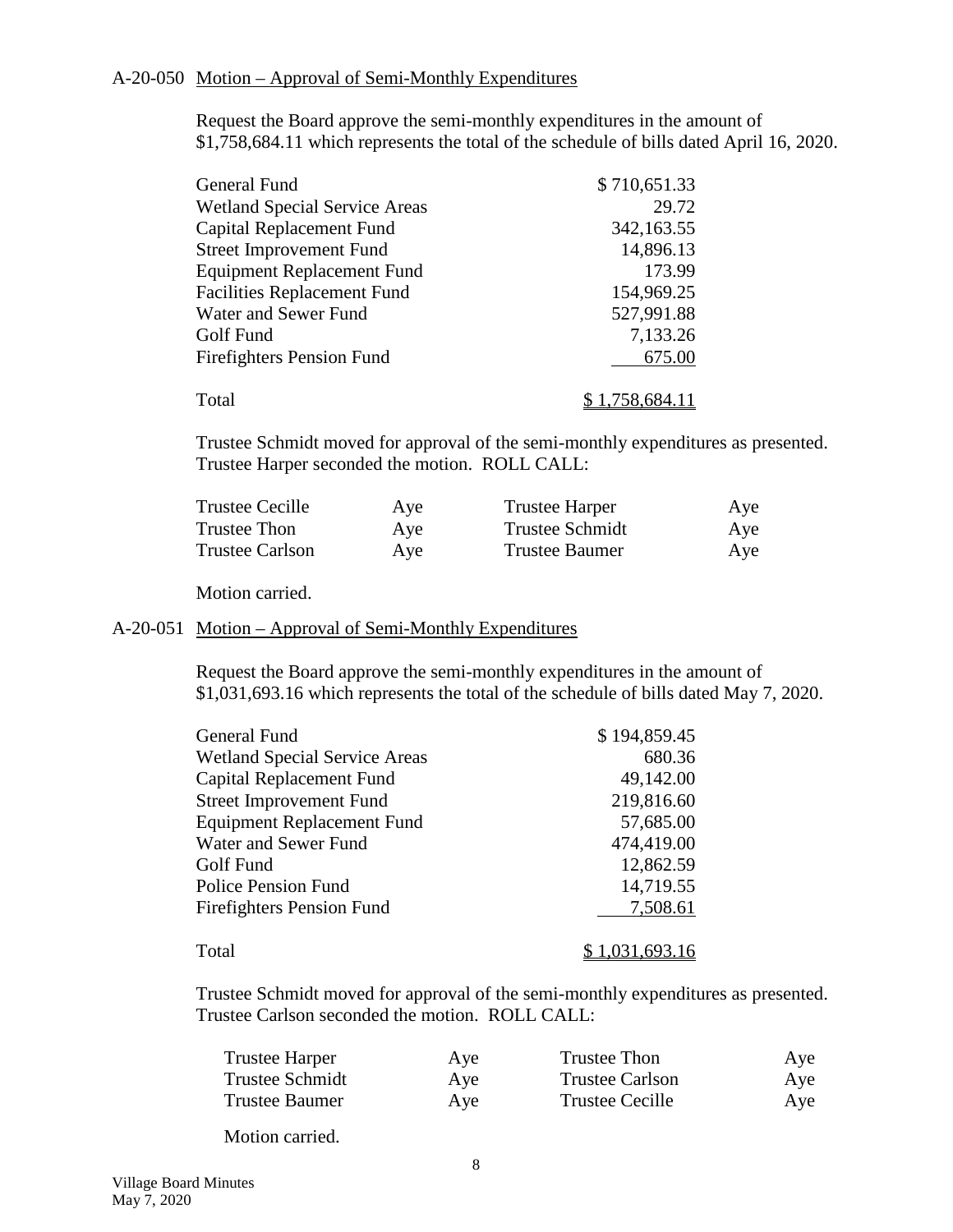A-20-050 Motion – Approval of Semi-Monthly Expenditures

Request the Board approve the semi-monthly expenditures in the amount of $1,758,684.11 which represents the total of the schedule of bills dated April 16, 2020.

| Fund | Amount |
|---|---|
| General Fund | $ 710,651.33 |
| Wetland Special Service Areas | 29.72 |
| Capital Replacement Fund | 342,163.55 |
| Street Improvement Fund | 14,896.13 |
| Equipment Replacement Fund | 173.99 |
| Facilities Replacement Fund | 154,969.25 |
| Water and Sewer Fund | 527,991.88 |
| Golf Fund | 7,133.26 |
| Firefighters Pension Fund | 675.00 |
| Total | $ 1,758,684.11 |

Trustee Schmidt moved for approval of the semi-monthly expenditures as presented. Trustee Harper seconded the motion. ROLL CALL:

| | | | |
|---|---|---|---|
| Trustee Cecille | Aye | Trustee Harper | Aye |
| Trustee Thon | Aye | Trustee Schmidt | Aye |
| Trustee Carlson | Aye | Trustee Baumer | Aye |

Motion carried.

A-20-051 Motion – Approval of Semi-Monthly Expenditures

Request the Board approve the semi-monthly expenditures in the amount of $1,031,693.16 which represents the total of the schedule of bills dated May 7, 2020.

| Fund | Amount |
|---|---|
| General Fund | $ 194,859.45 |
| Wetland Special Service Areas | 680.36 |
| Capital Replacement Fund | 49,142.00 |
| Street Improvement Fund | 219,816.60 |
| Equipment Replacement Fund | 57,685.00 |
| Water and Sewer Fund | 474,419.00 |
| Golf Fund | 12,862.59 |
| Police Pension Fund | 14,719.55 |
| Firefighters Pension Fund | 7,508.61 |
| Total | $ 1,031,693.16 |

Trustee Schmidt moved for approval of the semi-monthly expenditures as presented. Trustee Carlson seconded the motion. ROLL CALL:

| | | | |
|---|---|---|---|
| Trustee Harper | Aye | Trustee Thon | Aye |
| Trustee Schmidt | Aye | Trustee Carlson | Aye |
| Trustee Baumer | Aye | Trustee Cecille | Aye |

Motion carried.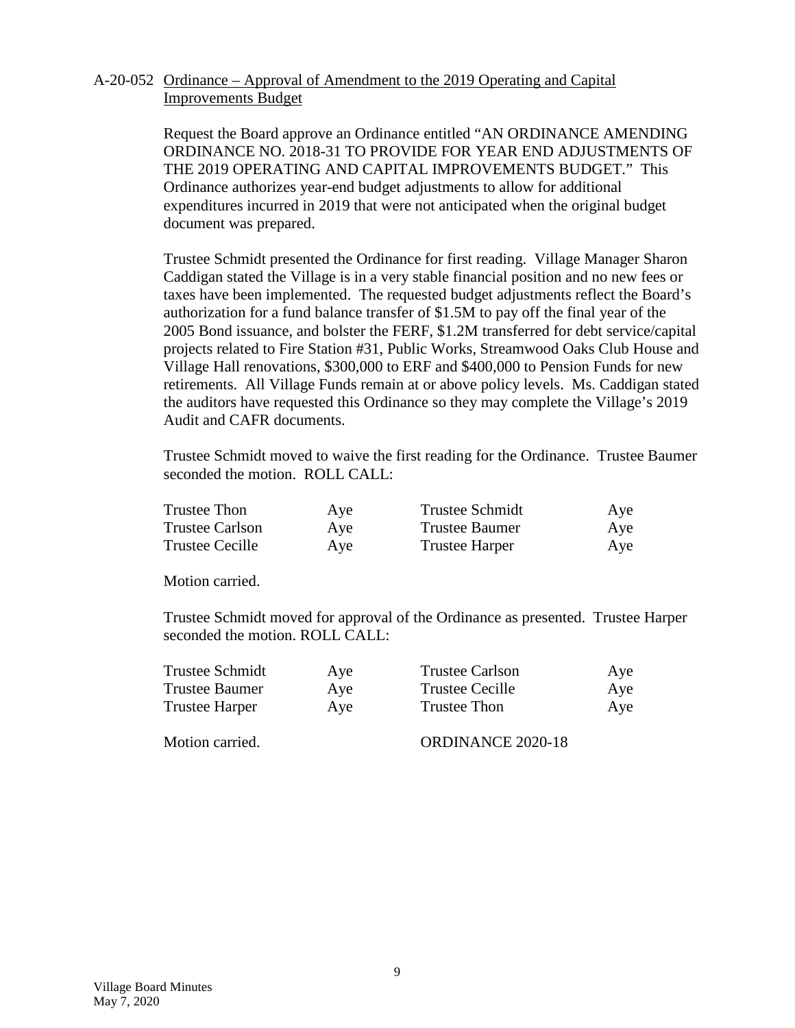A-20-052 <u>Ordinance – Approval of Amendment to the 2019 Operating and Capital Improvements Budget</u>

Request the Board approve an Ordinance entitled "AN ORDINANCE AMENDING ORDINANCE NO. 2018-31 TO PROVIDE FOR YEAR END ADJUSTMENTS OF THE 2019 OPERATING AND CAPITAL IMPROVEMENTS BUDGET." This Ordinance authorizes year-end budget adjustments to allow for additional expenditures incurred in 2019 that were not anticipated when the original budget document was prepared.

Trustee Schmidt presented the Ordinance for first reading. Village Manager Sharon Caddigan stated the Village is in a very stable financial position and no new fees or taxes have been implemented. The requested budget adjustments reflect the Board's authorization for a fund balance transfer of $1.5M to pay off the final year of the 2005 Bond issuance, and bolster the FERF, $1.2M transferred for debt service/capital projects related to Fire Station #31, Public Works, Streamwood Oaks Club House and Village Hall renovations, $300,000 to ERF and $400,000 to Pension Funds for new retirements. All Village Funds remain at or above policy levels. Ms. Caddigan stated the auditors have requested this Ordinance so they may complete the Village's 2019 Audit and CAFR documents.

Trustee Schmidt moved to waive the first reading for the Ordinance. Trustee Baumer seconded the motion. ROLL CALL:

| | | | |
|---|---|---|---|
| Trustee Thon | Aye | Trustee Schmidt | Aye |
| Trustee Carlson | Aye | Trustee Baumer | Aye |
| Trustee Cecille | Aye | Trustee Harper | Aye |

Motion carried.

Trustee Schmidt moved for approval of the Ordinance as presented. Trustee Harper seconded the motion. ROLL CALL:

| | | | |
|---|---|---|---|
| Trustee Schmidt | Aye | Trustee Carlson | Aye |
| Trustee Baumer | Aye | Trustee Cecille | Aye |
| Trustee Harper | Aye | Trustee Thon | Aye |

Motion carried. ORDINANCE 2020-18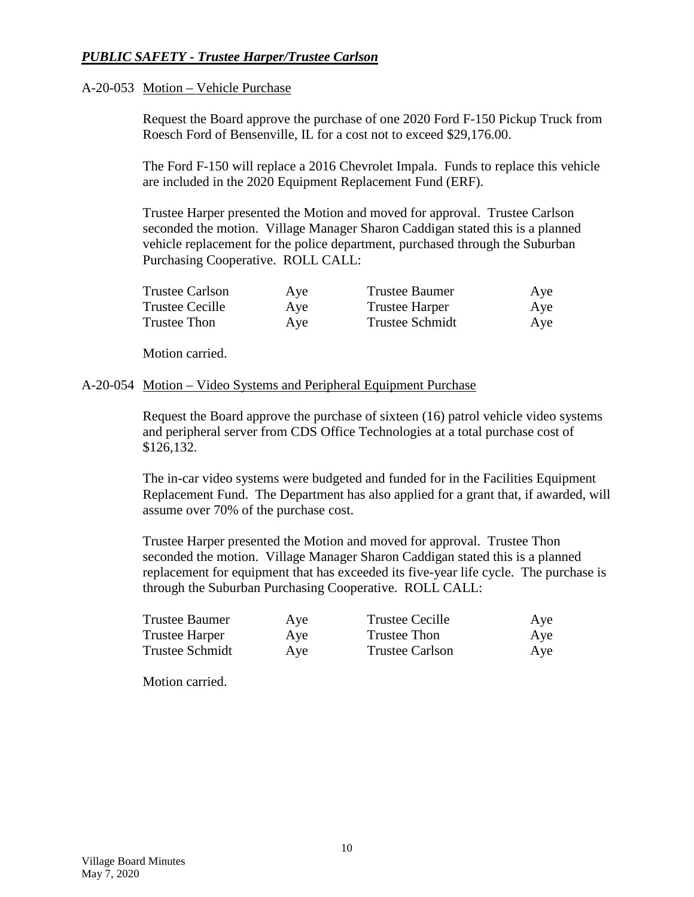***PUBLIC SAFETY - Trustee Harper/Trustee Carlson***

A-20-053 Motion – Vehicle Purchase

Request the Board approve the purchase of one 2020 Ford F-150 Pickup Truck from Roesch Ford of Bensenville, IL for a cost not to exceed $29,176.00.

The Ford F-150 will replace a 2016 Chevrolet Impala. Funds to replace this vehicle are included in the 2020 Equipment Replacement Fund (ERF).

Trustee Harper presented the Motion and moved for approval. Trustee Carlson seconded the motion. Village Manager Sharon Caddigan stated this is a planned vehicle replacement for the police department, purchased through the Suburban Purchasing Cooperative. ROLL CALL:

| | | | |
|---|---|---|---|
| Trustee Carlson | Aye | Trustee Baumer | Aye |
| Trustee Cecille | Aye | Trustee Harper | Aye |
| Trustee Thon | Aye | Trustee Schmidt | Aye |

Motion carried.

A-20-054 Motion – Video Systems and Peripheral Equipment Purchase

Request the Board approve the purchase of sixteen (16) patrol vehicle video systems and peripheral server from CDS Office Technologies at a total purchase cost of $126,132.

The in-car video systems were budgeted and funded for in the Facilities Equipment Replacement Fund. The Department has also applied for a grant that, if awarded, will assume over 70% of the purchase cost.

Trustee Harper presented the Motion and moved for approval. Trustee Thon seconded the motion. Village Manager Sharon Caddigan stated this is a planned replacement for equipment that has exceeded its five-year life cycle. The purchase is through the Suburban Purchasing Cooperative. ROLL CALL:

| | | | |
|---|---|---|---|
| Trustee Baumer | Aye | Trustee Cecille | Aye |
| Trustee Harper | Aye | Trustee Thon | Aye |
| Trustee Schmidt | Aye | Trustee Carlson | Aye |

Motion carried.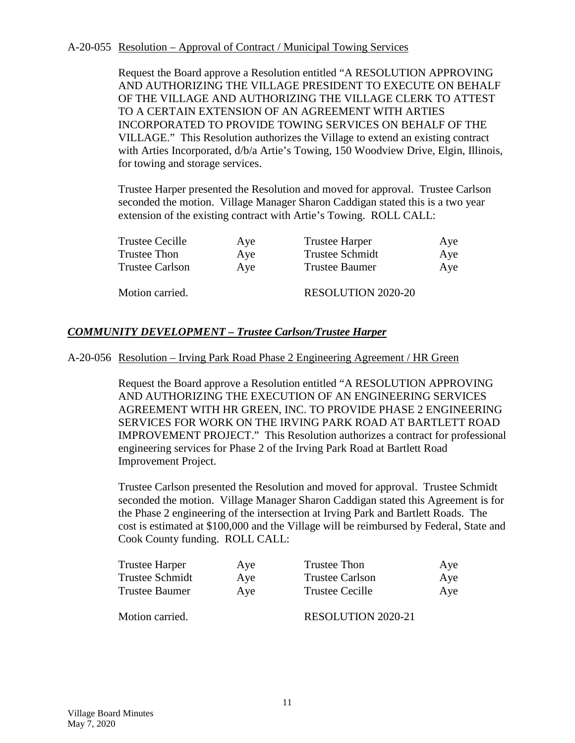A-20-055 Resolution – Approval of Contract / Municipal Towing Services

Request the Board approve a Resolution entitled "A RESOLUTION APPROVING AND AUTHORIZING THE VILLAGE PRESIDENT TO EXECUTE ON BEHALF OF THE VILLAGE AND AUTHORIZING THE VILLAGE CLERK TO ATTEST TO A CERTAIN EXTENSION OF AN AGREEMENT WITH ARTIES INCORPORATED TO PROVIDE TOWING SERVICES ON BEHALF OF THE VILLAGE." This Resolution authorizes the Village to extend an existing contract with Arties Incorporated, d/b/a Artie's Towing, 150 Woodview Drive, Elgin, Illinois, for towing and storage services.

Trustee Harper presented the Resolution and moved for approval. Trustee Carlson seconded the motion. Village Manager Sharon Caddigan stated this is a two year extension of the existing contract with Artie's Towing. ROLL CALL:

| | | | |
|---|---|---|---|
| Trustee Cecille | Aye | Trustee Harper | Aye |
| Trustee Thon | Aye | Trustee Schmidt | Aye |
| Trustee Carlson | Aye | Trustee Baumer | Aye |

Motion carried. RESOLUTION 2020-20

## *COMMUNITY DEVELOPMENT – Trustee Carlson/Trustee Harper*

A-20-056 Resolution – Irving Park Road Phase 2 Engineering Agreement / HR Green

Request the Board approve a Resolution entitled "A RESOLUTION APPROVING AND AUTHORIZING THE EXECUTION OF AN ENGINEERING SERVICES AGREEMENT WITH HR GREEN, INC. TO PROVIDE PHASE 2 ENGINEERING SERVICES FOR WORK ON THE IRVING PARK ROAD AT BARTLETT ROAD IMPROVEMENT PROJECT." This Resolution authorizes a contract for professional engineering services for Phase 2 of the Irving Park Road at Bartlett Road Improvement Project.

Trustee Carlson presented the Resolution and moved for approval. Trustee Schmidt seconded the motion. Village Manager Sharon Caddigan stated this Agreement is for the Phase 2 engineering of the intersection at Irving Park and Bartlett Roads. The cost is estimated at $100,000 and the Village will be reimbursed by Federal, State and Cook County funding. ROLL CALL:

| | | | |
|---|---|---|---|
| Trustee Harper | Aye | Trustee Thon | Aye |
| Trustee Schmidt | Aye | Trustee Carlson | Aye |
| Trustee Baumer | Aye | Trustee Cecille | Aye |

Motion carried. RESOLUTION 2020-21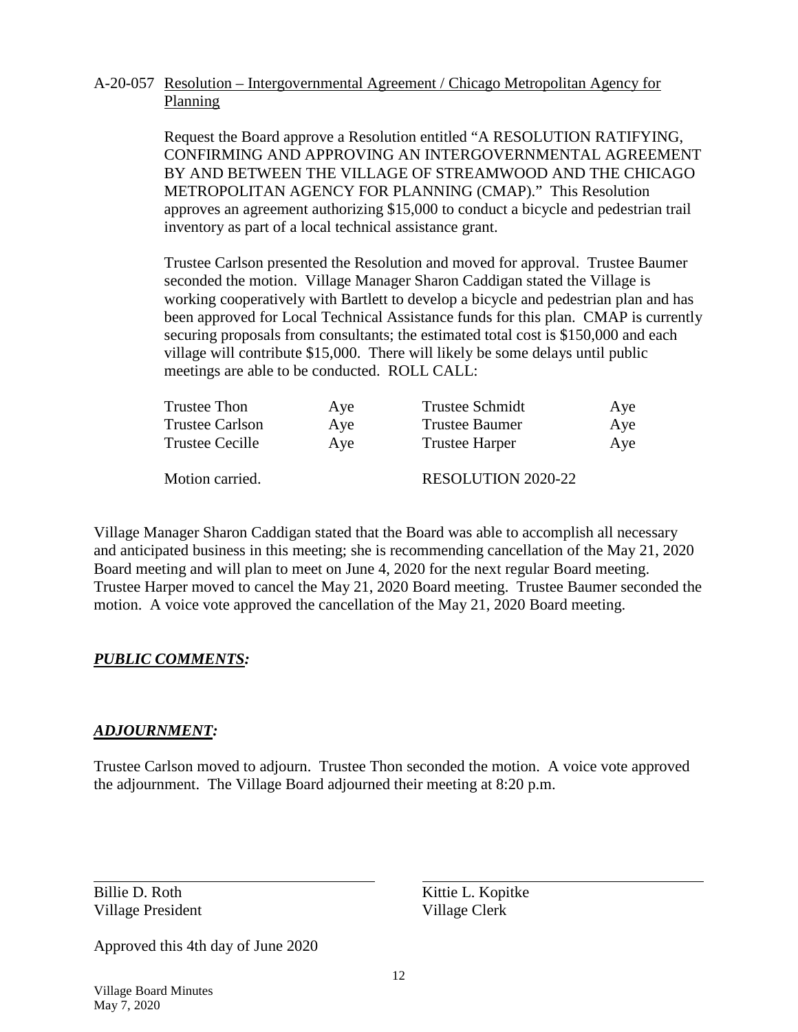A-20-057 Resolution – Intergovernmental Agreement / Chicago Metropolitan Agency for Planning

Request the Board approve a Resolution entitled "A RESOLUTION RATIFYING, CONFIRMING AND APPROVING AN INTERGOVERNMENTAL AGREEMENT BY AND BETWEEN THE VILLAGE OF STREAMWOOD AND THE CHICAGO METROPOLITAN AGENCY FOR PLANNING (CMAP)." This Resolution approves an agreement authorizing $15,000 to conduct a bicycle and pedestrian trail inventory as part of a local technical assistance grant.

Trustee Carlson presented the Resolution and moved for approval. Trustee Baumer seconded the motion. Village Manager Sharon Caddigan stated the Village is working cooperatively with Bartlett to develop a bicycle and pedestrian plan and has been approved for Local Technical Assistance funds for this plan. CMAP is currently securing proposals from consultants; the estimated total cost is $150,000 and each village will contribute $15,000. There will likely be some delays until public meetings are able to be conducted. ROLL CALL:

| | | | |
|---|---|---|---|
| Trustee Thon | Aye | Trustee Schmidt | Aye |
| Trustee Carlson | Aye | Trustee Baumer | Aye |
| Trustee Cecille | Aye | Trustee Harper | Aye |

Motion carried. RESOLUTION 2020-22

Village Manager Sharon Caddigan stated that the Board was able to accomplish all necessary and anticipated business in this meeting; she is recommending cancellation of the May 21, 2020 Board meeting and will plan to meet on June 4, 2020 for the next regular Board meeting. Trustee Harper moved to cancel the May 21, 2020 Board meeting. Trustee Baumer seconded the motion. A voice vote approved the cancellation of the May 21, 2020 Board meeting.

## ***PUBLIC COMMENTS:***

## ***ADJOURNMENT:***

Trustee Carlson moved to adjourn. Trustee Thon seconded the motion. A voice vote approved the adjournment. The Village Board adjourned their meeting at 8:20 p.m.

Billie D. Roth
Village President

Kittie L. Kopitke
Village Clerk

Approved this 4th day of June 2020